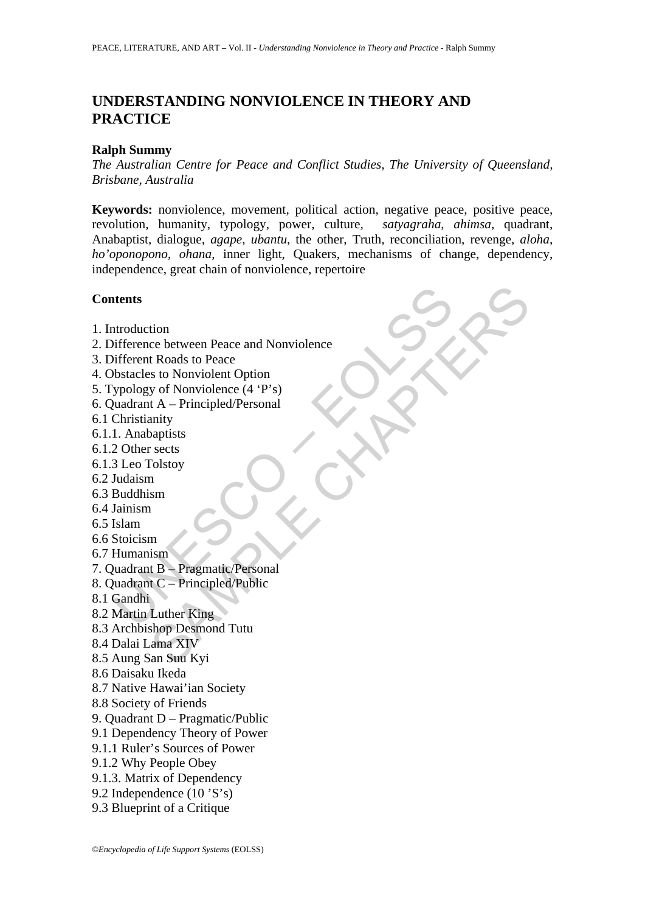# UNDERSTANDING NONVIOLENCE IN THEORY AND PRACTICE

**Ralph Summy**

*The Australian Centre for Peace and Conflict Studies, The University of Queensland, Brisbane, Australia*

**Keywords:** nonviolence, movement, political action, negative peace, positive peace, revolution, humanity, typology, power, culture, *satyagraha*, *ahimsa*, quadrant, Anabaptist, dialogue, *agape*, *ubantu*, the other, Truth, reconciliation, revenge, *aloha*, *ho'oponopono*, *ohana*, inner light, Quakers, mechanisms of change, dependency, independence, great chain of nonviolence, repertoire

## Contents

1. Introduction
2. Difference between Peace and Nonviolence
3. Different Roads to Peace
4. Obstacles to Nonviolent Option
5. Typology of Nonviolence (4 'P's)
6. Quadrant A – Principled/Personal
6.1 Christianity
6.1.1. Anabaptists
6.1.2 Other sects
6.1.3 Leo Tolstoy
6.2 Judaism
6.3 Buddhism
6.4 Jainism
6.5 Islam
6.6 Stoicism
6.7 Humanism
7. Quadrant B – Pragmatic/Personal
8. Quadrant C – Principled/Public
8.1 Gandhi
8.2 Martin Luther King
8.3 Archbishop Desmond Tutu
8.4 Dalai Lama XIV
8.5 Aung San Suu Kyi
8.6 Daisaku Ikeda
8.7 Native Hawai'ian Society
8.8 Society of Friends
9. Quadrant D – Pragmatic/Public
9.1 Dependency Theory of Power
9.1.1 Ruler's Sources of Power
9.1.2 Why People Obey
9.1.3. Matrix of Dependency
9.2 Independence (10 'S's)
9.3 Blueprint of a Critique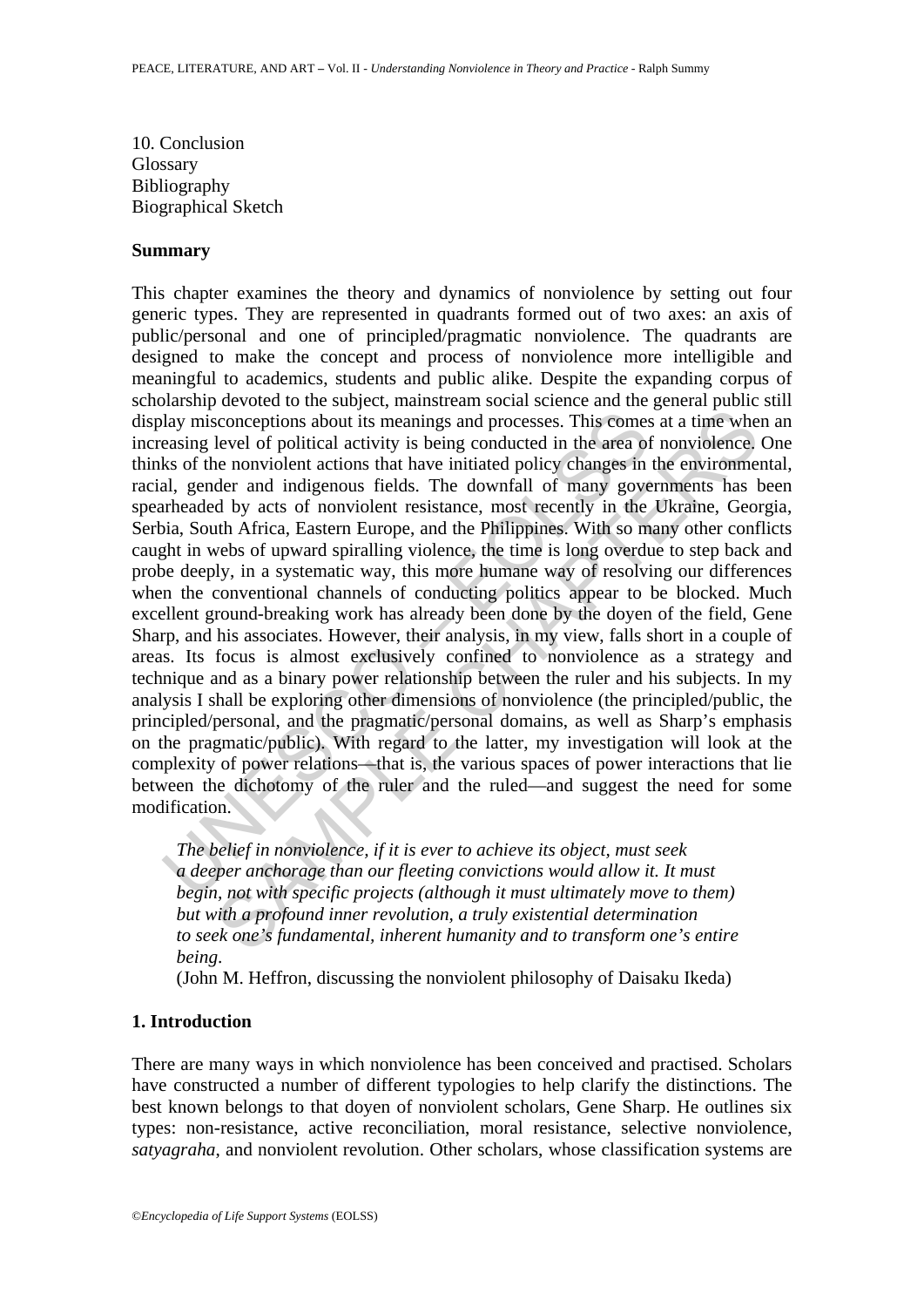10. Conclusion
Glossary
Bibliography
Biographical Sketch

**Summary**

This chapter examines the theory and dynamics of nonviolence by setting out four generic types. They are represented in quadrants formed out of two axes: an axis of public/personal and one of principled/pragmatic nonviolence. The quadrants are designed to make the concept and process of nonviolence more intelligible and meaningful to academics, students and public alike. Despite the expanding corpus of scholarship devoted to the subject, mainstream social science and the general public still display misconceptions about its meanings and processes. This comes at a time when an increasing level of political activity is being conducted in the area of nonviolence. One thinks of the nonviolent actions that have initiated policy changes in the environmental, racial, gender and indigenous fields. The downfall of many governments has been spearheaded by acts of nonviolent resistance, most recently in the Ukraine, Georgia, Serbia, South Africa, Eastern Europe, and the Philippines. With so many other conflicts caught in webs of upward spiralling violence, the time is long overdue to step back and probe deeply, in a systematic way, this more humane way of resolving our differences when the conventional channels of conducting politics appear to be blocked. Much excellent ground-breaking work has already been done by the doyen of the field, Gene Sharp, and his associates. However, their analysis, in my view, falls short in a couple of areas. Its focus is almost exclusively confined to nonviolence as a strategy and technique and as a binary power relationship between the ruler and his subjects. In my analysis I shall be exploring other dimensions of nonviolence (the principled/public, the principled/personal, and the pragmatic/personal domains, as well as Sharp's emphasis on the pragmatic/public). With regard to the latter, my investigation will look at the complexity of power relations—that is, the various spaces of power interactions that lie between the dichotomy of the ruler and the ruled—and suggest the need for some modification.

> *The belief in nonviolence, if it is ever to achieve its object, must seek a deeper anchorage than our fleeting convictions would allow it. It must begin, not with specific projects (although it must ultimately move to them) but with a profound inner revolution, a truly existential determination to seek one's fundamental, inherent humanity and to transform one's entire being.*
>
> (John M. Heffron, discussing the nonviolent philosophy of Daisaku Ikeda)

## 1. Introduction

There are many ways in which nonviolence has been conceived and practised. Scholars have constructed a number of different typologies to help clarify the distinctions. The best known belongs to that doyen of nonviolent scholars, Gene Sharp. He outlines six types: non-resistance, active reconciliation, moral resistance, selective nonviolence, *satyagraha*, and nonviolent revolution. Other scholars, whose classification systems are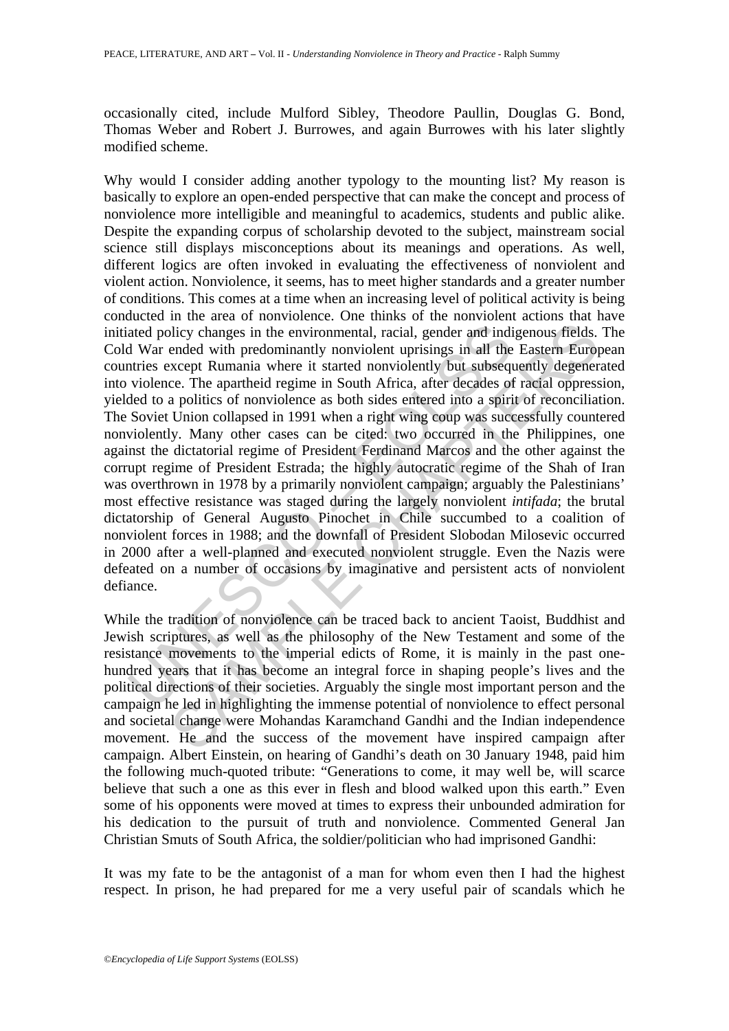occasionally cited, include Mulford Sibley, Theodore Paullin, Douglas G. Bond, Thomas Weber and Robert J. Burrowes, and again Burrowes with his later slightly modified scheme.

Why would I consider adding another typology to the mounting list? My reason is basically to explore an open-ended perspective that can make the concept and process of nonviolence more intelligible and meaningful to academics, students and public alike. Despite the expanding corpus of scholarship devoted to the subject, mainstream social science still displays misconceptions about its meanings and operations. As well, different logics are often invoked in evaluating the effectiveness of nonviolent and violent action. Nonviolence, it seems, has to meet higher standards and a greater number of conditions. This comes at a time when an increasing level of political activity is being conducted in the area of nonviolence. One thinks of the nonviolent actions that have initiated policy changes in the environmental, racial, gender and indigenous fields. The Cold War ended with predominantly nonviolent uprisings in all the Eastern European countries except Rumania where it started nonviolently but subsequently degenerated into violence. The apartheid regime in South Africa, after decades of racial oppression, yielded to a politics of nonviolence as both sides entered into a spirit of reconciliation. The Soviet Union collapsed in 1991 when a right wing coup was successfully countered nonviolently. Many other cases can be cited: two occurred in the Philippines, one against the dictatorial regime of President Ferdinand Marcos and the other against the corrupt regime of President Estrada; the highly autocratic regime of the Shah of Iran was overthrown in 1978 by a primarily nonviolent campaign; arguably the Palestinians' most effective resistance was staged during the largely nonviolent *intifada*; the brutal dictatorship of General Augusto Pinochet in Chile succumbed to a coalition of nonviolent forces in 1988; and the downfall of President Slobodan Milosevic occurred in 2000 after a well-planned and executed nonviolent struggle. Even the Nazis were defeated on a number of occasions by imaginative and persistent acts of nonviolent defiance.

While the tradition of nonviolence can be traced back to ancient Taoist, Buddhist and Jewish scriptures, as well as the philosophy of the New Testament and some of the resistance movements to the imperial edicts of Rome, it is mainly in the past one-hundred years that it has become an integral force in shaping people's lives and the political directions of their societies. Arguably the single most important person and the campaign he led in highlighting the immense potential of nonviolence to effect personal and societal change were Mohandas Karamchand Gandhi and the Indian independence movement. He and the success of the movement have inspired campaign after campaign. Albert Einstein, on hearing of Gandhi's death on 30 January 1948, paid him the following much-quoted tribute: "Generations to come, it may well be, will scarce believe that such a one as this ever in flesh and blood walked upon this earth." Even some of his opponents were moved at times to express their unbounded admiration for his dedication to the pursuit of truth and nonviolence. Commented General Jan Christian Smuts of South Africa, the soldier/politician who had imprisoned Gandhi:

It was my fate to be the antagonist of a man for whom even then I had the highest respect. In prison, he had prepared for me a very useful pair of scandals which he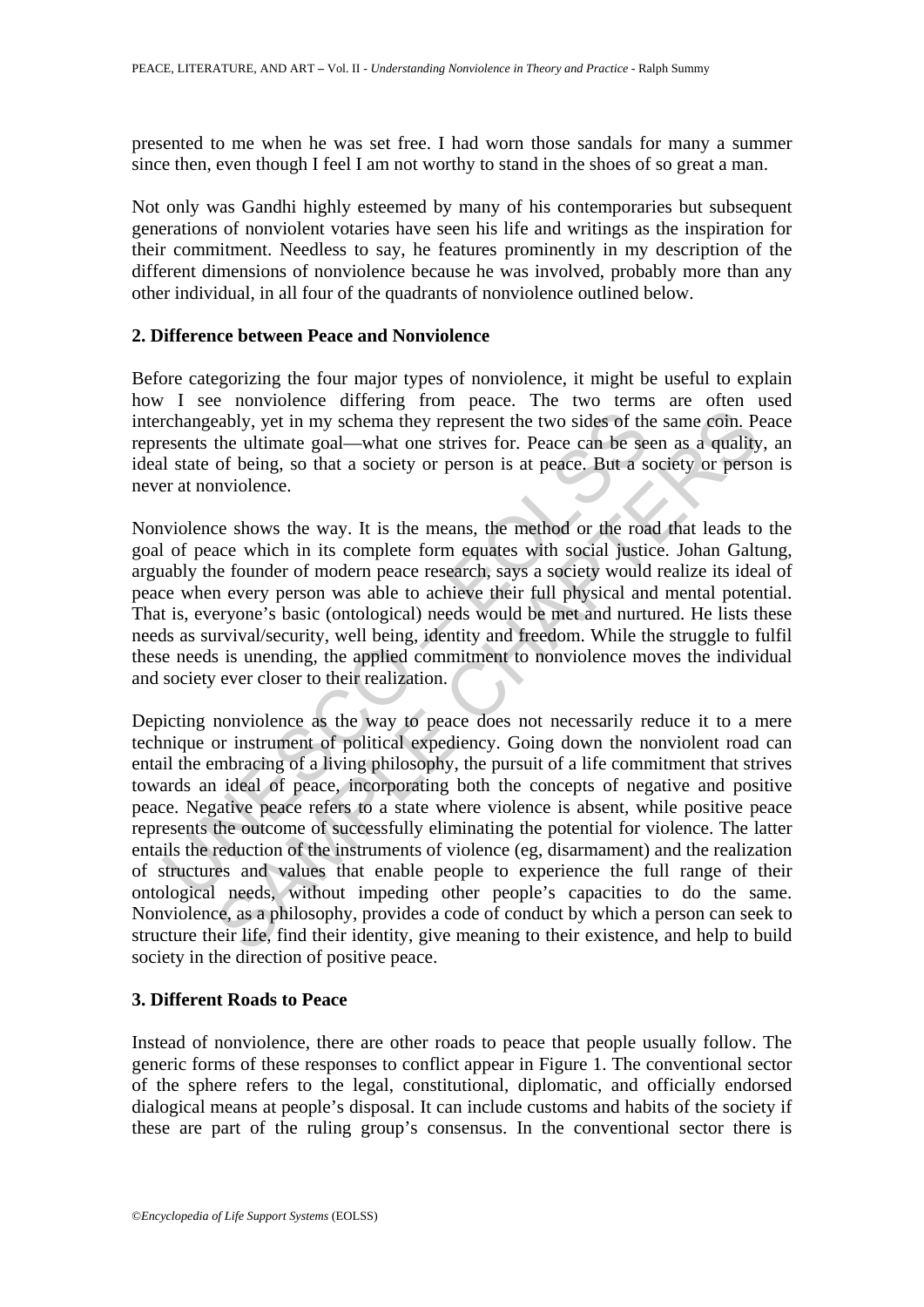presented to me when he was set free. I had worn those sandals for many a summer since then, even though I feel I am not worthy to stand in the shoes of so great a man.

Not only was Gandhi highly esteemed by many of his contemporaries but subsequent generations of nonviolent votaries have seen his life and writings as the inspiration for their commitment. Needless to say, he features prominently in my description of the different dimensions of nonviolence because he was involved, probably more than any other individual, in all four of the quadrants of nonviolence outlined below.

## 2. Difference between Peace and Nonviolence

Before categorizing the four major types of nonviolence, it might be useful to explain how I see nonviolence differing from peace. The two terms are often used interchangeably, yet in my schema they represent the two sides of the same coin. Peace represents the ultimate goal—what one strives for. Peace can be seen as a quality, an ideal state of being, so that a society or person is at peace. But a society or person is never at nonviolence.

Nonviolence shows the way. It is the means, the method or the road that leads to the goal of peace which in its complete form equates with social justice. Johan Galtung, arguably the founder of modern peace research, says a society would realize its ideal of peace when every person was able to achieve their full physical and mental potential. That is, everyone's basic (ontological) needs would be met and nurtured. He lists these needs as survival/security, well being, identity and freedom. While the struggle to fulfil these needs is unending, the applied commitment to nonviolence moves the individual and society ever closer to their realization.

Depicting nonviolence as the way to peace does not necessarily reduce it to a mere technique or instrument of political expediency. Going down the nonviolent road can entail the embracing of a living philosophy, the pursuit of a life commitment that strives towards an ideal of peace, incorporating both the concepts of negative and positive peace. Negative peace refers to a state where violence is absent, while positive peace represents the outcome of successfully eliminating the potential for violence. The latter entails the reduction of the instruments of violence (eg, disarmament) and the realization of structures and values that enable people to experience the full range of their ontological needs, without impeding other people's capacities to do the same. Nonviolence, as a philosophy, provides a code of conduct by which a person can seek to structure their life, find their identity, give meaning to their existence, and help to build society in the direction of positive peace.

## 3. Different Roads to Peace

Instead of nonviolence, there are other roads to peace that people usually follow. The generic forms of these responses to conflict appear in Figure 1. The conventional sector of the sphere refers to the legal, constitutional, diplomatic, and officially endorsed dialogical means at people's disposal. It can include customs and habits of the society if these are part of the ruling group's consensus. In the conventional sector there is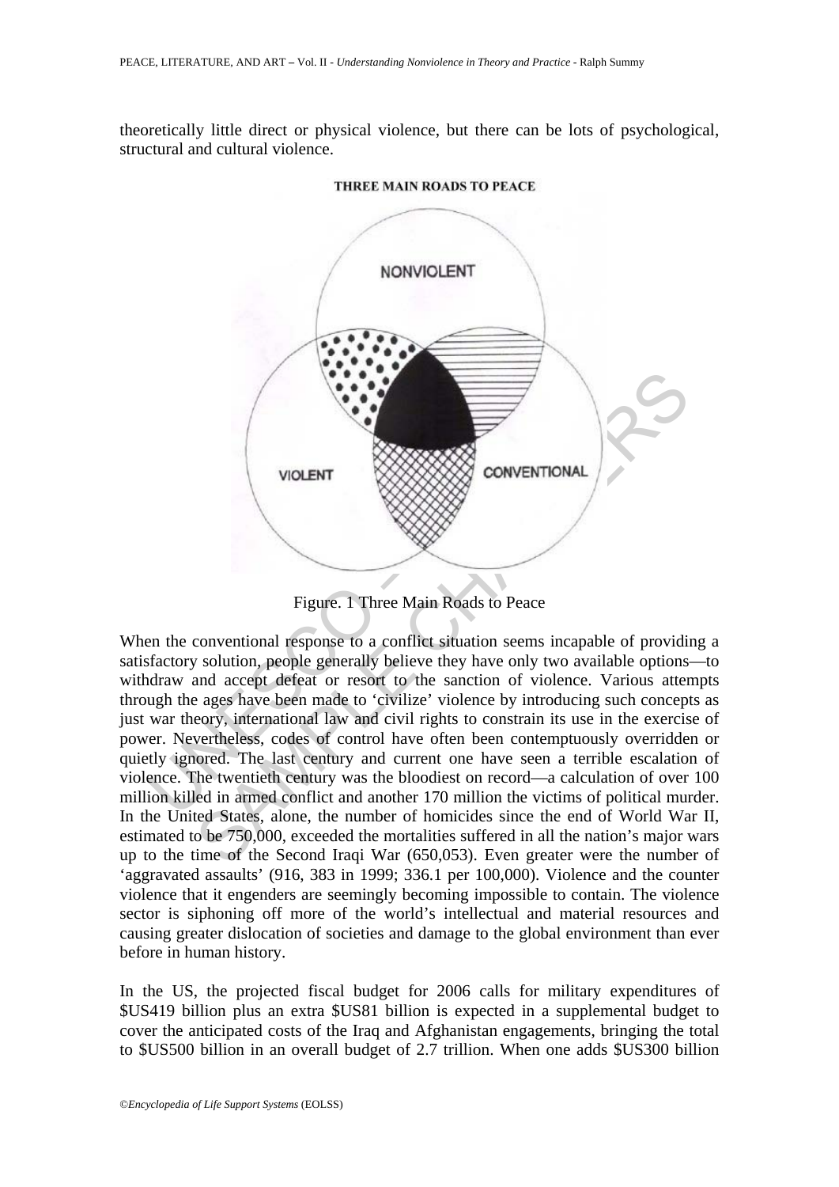theoretically little direct or physical violence, but there can be lots of psychological, structural and cultural violence.

Figure. 1 Three Main Roads to Peace

When the conventional response to a conflict situation seems incapable of providing a satisfactory solution, people generally believe they have only two available options—to withdraw and accept defeat or resort to the sanction of violence. Various attempts through the ages have been made to 'civilize' violence by introducing such concepts as just war theory, international law and civil rights to constrain its use in the exercise of power. Nevertheless, codes of control have often been contemptuously overridden or quietly ignored. The last century and current one have seen a terrible escalation of violence. The twentieth century was the bloodiest on record—a calculation of over 100 million killed in armed conflict and another 170 million the victims of political murder. In the United States, alone, the number of homicides since the end of World War II, estimated to be 750,000, exceeded the mortalities suffered in all the nation's major wars up to the time of the Second Iraqi War (650,053). Even greater were the number of 'aggravated assaults' (916, 383 in 1999; 336.1 per 100,000). Violence and the counter violence that it engenders are seemingly becoming impossible to contain. The violence sector is siphoning off more of the world's intellectual and material resources and causing greater dislocation of societies and damage to the global environment than ever before in human history.

In the US, the projected fiscal budget for 2006 calls for military expenditures of $US419 billion plus an extra $US81 billion is expected in a supplemental budget to cover the anticipated costs of the Iraq and Afghanistan engagements, bringing the total to $US500 billion in an overall budget of 2.7 trillion. When one adds $US300 billion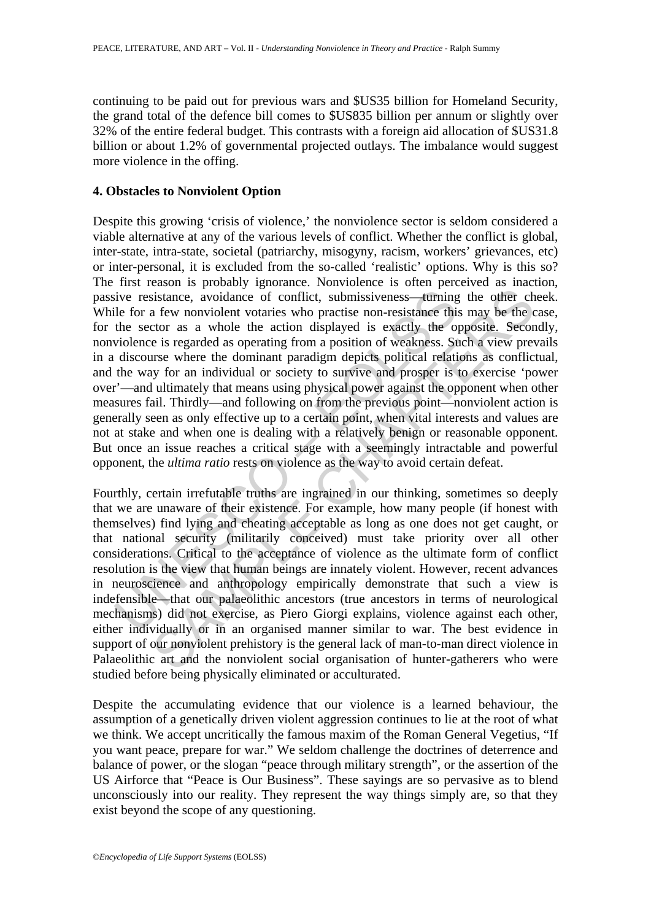continuing to be paid out for previous wars and $US35 billion for Homeland Security, the grand total of the defence bill comes to $US835 billion per annum or slightly over 32% of the entire federal budget. This contrasts with a foreign aid allocation of $US31.8 billion or about 1.2% of governmental projected outlays. The imbalance would suggest more violence in the offing.

## 4. Obstacles to Nonviolent Option

Despite this growing 'crisis of violence,' the nonviolence sector is seldom considered a viable alternative at any of the various levels of conflict. Whether the conflict is global, inter-state, intra-state, societal (patriarchy, misogyny, racism, workers' grievances, etc) or inter-personal, it is excluded from the so-called 'realistic' options. Why is this so? The first reason is probably ignorance. Nonviolence is often perceived as inaction, passive resistance, avoidance of conflict, submissiveness—turning the other cheek. While for a few nonviolent votaries who practise non-resistance this may be the case, for the sector as a whole the action displayed is exactly the opposite. Secondly, nonviolence is regarded as operating from a position of weakness. Such a view prevails in a discourse where the dominant paradigm depicts political relations as conflictual, and the way for an individual or society to survive and prosper is to exercise 'power over'—and ultimately that means using physical power against the opponent when other measures fail. Thirdly—and following on from the previous point—nonviolent action is generally seen as only effective up to a certain point, when vital interests and values are not at stake and when one is dealing with a relatively benign or reasonable opponent. But once an issue reaches a critical stage with a seemingly intractable and powerful opponent, the *ultima ratio* rests on violence as the way to avoid certain defeat.

Fourthly, certain irrefutable truths are ingrained in our thinking, sometimes so deeply that we are unaware of their existence. For example, how many people (if honest with themselves) find lying and cheating acceptable as long as one does not get caught, or that national security (militarily conceived) must take priority over all other considerations. Critical to the acceptance of violence as the ultimate form of conflict resolution is the view that human beings are innately violent. However, recent advances in neuroscience and anthropology empirically demonstrate that such a view is indefensible—that our palaeolithic ancestors (true ancestors in terms of neurological mechanisms) did not exercise, as Piero Giorgi explains, violence against each other, either individually or in an organised manner similar to war. The best evidence in support of our nonviolent prehistory is the general lack of man-to-man direct violence in Palaeolithic art and the nonviolent social organisation of hunter-gatherers who were studied before being physically eliminated or acculturated.

Despite the accumulating evidence that our violence is a learned behaviour, the assumption of a genetically driven violent aggression continues to lie at the root of what we think. We accept uncritically the famous maxim of the Roman General Vegetius, "If you want peace, prepare for war." We seldom challenge the doctrines of deterrence and balance of power, or the slogan "peace through military strength", or the assertion of the US Airforce that "Peace is Our Business". These sayings are so pervasive as to blend unconsciously into our reality. They represent the way things simply are, so that they exist beyond the scope of any questioning.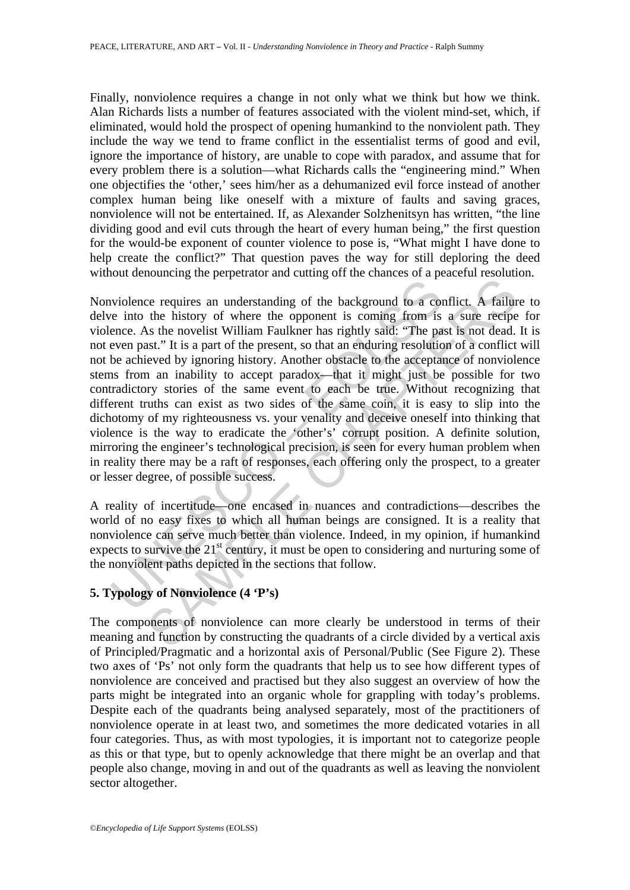Finally, nonviolence requires a change in not only what we think but how we think. Alan Richards lists a number of features associated with the violent mind-set, which, if eliminated, would hold the prospect of opening humankind to the nonviolent path. They include the way we tend to frame conflict in the essentialist terms of good and evil, ignore the importance of history, are unable to cope with paradox, and assume that for every problem there is a solution—what Richards calls the "engineering mind." When one objectifies the 'other,' sees him/her as a dehumanized evil force instead of another complex human being like oneself with a mixture of faults and saving graces, nonviolence will not be entertained. If, as Alexander Solzhenitsyn has written, "the line dividing good and evil cuts through the heart of every human being," the first question for the would-be exponent of counter violence to pose is, "What might I have done to help create the conflict?" That question paves the way for still deploring the deed without denouncing the perpetrator and cutting off the chances of a peaceful resolution.

Nonviolence requires an understanding of the background to a conflict. A failure to delve into the history of where the opponent is coming from is a sure recipe for violence. As the novelist William Faulkner has rightly said: "The past is not dead. It is not even past." It is a part of the present, so that an enduring resolution of a conflict will not be achieved by ignoring history. Another obstacle to the acceptance of nonviolence stems from an inability to accept paradox—that it might just be possible for two contradictory stories of the same event to each be true. Without recognizing that different truths can exist as two sides of the same coin, it is easy to slip into the dichotomy of my righteousness vs. your venality and deceive oneself into thinking that violence is the way to eradicate the 'other's' corrupt position. A definite solution, mirroring the engineer's technological precision, is seen for every human problem when in reality there may be a raft of responses, each offering only the prospect, to a greater or lesser degree, of possible success.

A reality of incertitude—one encased in nuances and contradictions—describes the world of no easy fixes to which all human beings are consigned. It is a reality that nonviolence can serve much better than violence. Indeed, in my opinion, if humankind expects to survive the 21st century, it must be open to considering and nurturing some of the nonviolent paths depicted in the sections that follow.

## 5. Typology of Nonviolence (4 'P's)

The components of nonviolence can more clearly be understood in terms of their meaning and function by constructing the quadrants of a circle divided by a vertical axis of Principled/Pragmatic and a horizontal axis of Personal/Public (See Figure 2). These two axes of 'Ps' not only form the quadrants that help us to see how different types of nonviolence are conceived and practised but they also suggest an overview of how the parts might be integrated into an organic whole for grappling with today's problems. Despite each of the quadrants being analysed separately, most of the practitioners of nonviolence operate in at least two, and sometimes the more dedicated votaries in all four categories. Thus, as with most typologies, it is important not to categorize people as this or that type, but to openly acknowledge that there might be an overlap and that people also change, moving in and out of the quadrants as well as leaving the nonviolent sector altogether.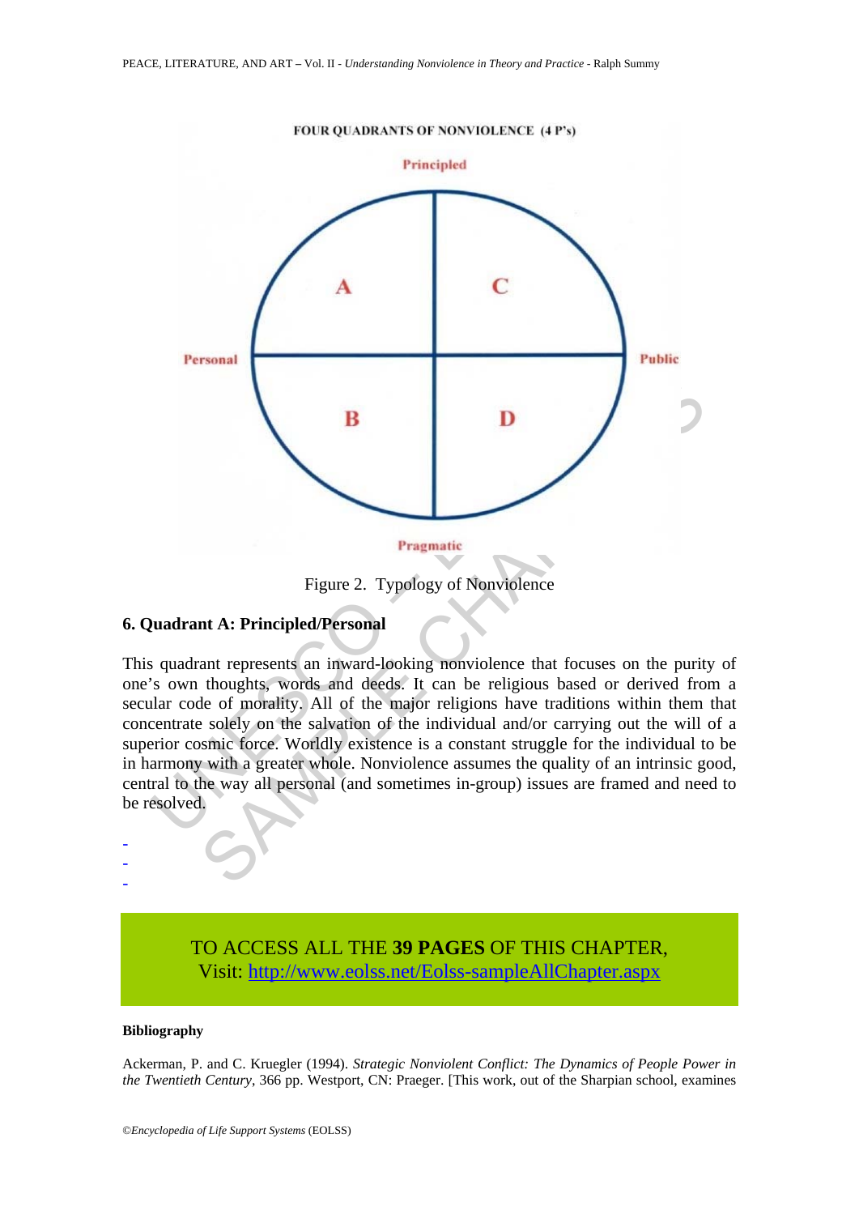FOUR QUADRANTS OF NONVIOLENCE (4 P's)

Principled

| Personal | | Public |
|---|---|---|
| A | C | |
| B | D | |

Pragmatic

Figure 2. Typology of Nonviolence

## 6. Quadrant A: Principled/Personal

This quadrant represents an inward-looking nonviolence that focuses on the purity of one's own thoughts, words and deeds. It can be religious based or derived from a secular code of morality. All of the major religions have traditions within them that concentrate solely on the salvation of the individual and/or carrying out the will of a superior cosmic force. Worldly existence is a constant struggle for the individual to be in harmony with a greater whole. Nonviolence assumes the quality of an intrinsic good, central to the way all personal (and sometimes in-group) issues are framed and need to be resolved.

-
-
-

TO ACCESS ALL THE **39 PAGES** OF THIS CHAPTER,
Visit: http://www.eolss.net/Eolss-sampleAllChapter.aspx

#### Bibliography

Ackerman, P. and C. Kruegler (1994). *Strategic Nonviolent Conflict: The Dynamics of People Power in the Twentieth Century*, 366 pp. Westport, CN: Praeger. [This work, out of the Sharpian school, examines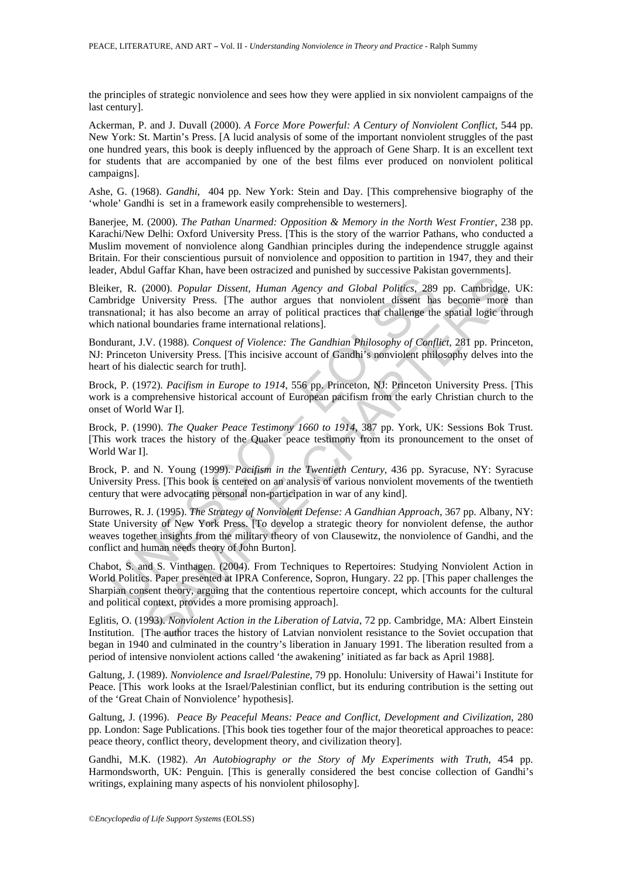the principles of strategic nonviolence and sees how they were applied in six nonviolent campaigns of the last century].

Ackerman, P. and J. Duvall (2000). *A Force More Powerful: A Century of Nonviolent Conflict*, 544 pp. New York: St. Martin's Press. [A lucid analysis of some of the important nonviolent struggles of the past one hundred years, this book is deeply influenced by the approach of Gene Sharp. It is an excellent text for students that are accompanied by one of the best films ever produced on nonviolent political campaigns].

Ashe, G. (1968). *Gandhi*, 404 pp. New York: Stein and Day. [This comprehensive biography of the 'whole' Gandhi is set in a framework easily comprehensible to westerners].

Banerjee, M. (2000). *The Pathan Unarmed: Opposition & Memory in the North West Frontier*, 238 pp. Karachi/New Delhi: Oxford University Press. [This is the story of the warrior Pathans, who conducted a Muslim movement of nonviolence along Gandhian principles during the independence struggle against Britain. For their conscientious pursuit of nonviolence and opposition to partition in 1947, they and their leader, Abdul Gaffar Khan, have been ostracized and punished by successive Pakistan governments].

Bleiker, R. (2000). *Popular Dissent, Human Agency and Global Politics*, 289 pp. Cambridge, UK: Cambridge University Press. [The author argues that nonviolent dissent has become more than transnational; it has also become an array of political practices that challenge the spatial logic through which national boundaries frame international relations].

Bondurant, J.V. (1988). *Conquest of Violence: The Gandhian Philosophy of Conflict*, 281 pp. Princeton, NJ: Princeton University Press. [This incisive account of Gandhi's nonviolent philosophy delves into the heart of his dialectic search for truth].

Brock, P. (1972). *Pacifism in Europe to 1914*, 556 pp. Princeton, NJ: Princeton University Press. [This work is a comprehensive historical account of European pacifism from the early Christian church to the onset of World War I].

Brock, P. (1990). *The Quaker Peace Testimony 1660 to 1914*, 387 pp. York, UK: Sessions Bok Trust. [This work traces the history of the Quaker peace testimony from its pronouncement to the onset of World War I].

Brock, P. and N. Young (1999). *Pacifism in the Twentieth Century*, 436 pp. Syracuse, NY: Syracuse University Press. [This book is centered on an analysis of various nonviolent movements of the twentieth century that were advocating personal non-participation in war of any kind].

Burrowes, R. J. (1995). *The Strategy of Nonviolent Defense: A Gandhian Approach*, 367 pp. Albany, NY: State University of New York Press. [To develop a strategic theory for nonviolent defense, the author weaves together insights from the military theory of von Clausewitz, the nonviolence of Gandhi, and the conflict and human needs theory of John Burton].

Chabot, S. and S. Vinthagen. (2004). From Techniques to Repertoires: Studying Nonviolent Action in World Politics. Paper presented at IPRA Conference, Sopron, Hungary. 22 pp. [This paper challenges the Sharpian consent theory, arguing that the contentious repertoire concept, which accounts for the cultural and political context, provides a more promising approach].

Eglitis, O. (1993). *Nonviolent Action in the Liberation of Latvia*, 72 pp. Cambridge, MA: Albert Einstein Institution. [The author traces the history of Latvian nonviolent resistance to the Soviet occupation that began in 1940 and culminated in the country's liberation in January 1991. The liberation resulted from a period of intensive nonviolent actions called 'the awakening' initiated as far back as April 1988].

Galtung, J. (1989). *Nonviolence and Israel/Palestine*, 79 pp. Honolulu: University of Hawai'i Institute for Peace. [This work looks at the Israel/Palestinian conflict, but its enduring contribution is the setting out of the 'Great Chain of Nonviolence' hypothesis].

Galtung, J. (1996). *Peace By Peaceful Means: Peace and Conflict, Development and Civilization*, 280 pp. London: Sage Publications. [This book ties together four of the major theoretical approaches to peace: peace theory, conflict theory, development theory, and civilization theory].

Gandhi, M.K. (1982). *An Autobiography or the Story of My Experiments with Truth*, 454 pp. Harmondsworth, UK: Penguin. [This is generally considered the best concise collection of Gandhi's writings, explaining many aspects of his nonviolent philosophy].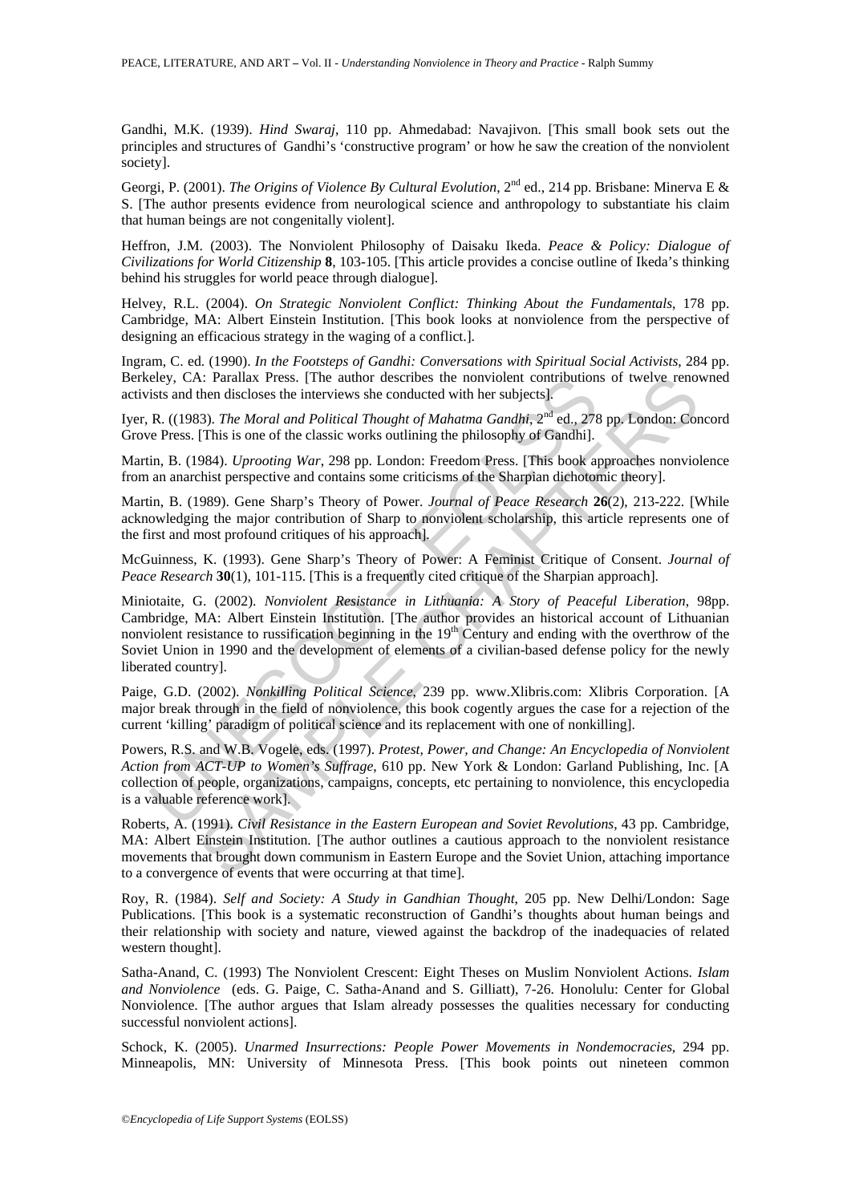Gandhi, M.K. (1939). *Hind Swaraj*, 110 pp. Ahmedabad: Navajivon. [This small book sets out the principles and structures of Gandhi's 'constructive program' or how he saw the creation of the nonviolent society].

Georgi, P. (2001). *The Origins of Violence By Cultural Evolution*, 2nd ed., 214 pp. Brisbane: Minerva E & S. [The author presents evidence from neurological science and anthropology to substantiate his claim that human beings are not congenitally violent].

Heffron, J.M. (2003). The Nonviolent Philosophy of Daisaku Ikeda. *Peace & Policy: Dialogue of Civilizations for World Citizenship* **8**, 103-105. [This article provides a concise outline of Ikeda's thinking behind his struggles for world peace through dialogue].

Helvey, R.L. (2004). *On Strategic Nonviolent Conflict: Thinking About the Fundamentals*, 178 pp. Cambridge, MA: Albert Einstein Institution. [This book looks at nonviolence from the perspective of designing an efficacious strategy in the waging of a conflict.].

Ingram, C. ed. (1990). *In the Footsteps of Gandhi: Conversations with Spiritual Social Activists*, 284 pp. Berkeley, CA: Parallax Press. [The author describes the nonviolent contributions of twelve renowned activists and then discloses the interviews she conducted with her subjects].

Iyer, R. ((1983). *The Moral and Political Thought of Mahatma Gandhi*, 2nd ed., 278 pp. London: Concord Grove Press. [This is one of the classic works outlining the philosophy of Gandhi].

Martin, B. (1984). *Uprooting War*, 298 pp. London: Freedom Press. [This book approaches nonviolence from an anarchist perspective and contains some criticisms of the Sharpian dichotomic theory].

Martin, B. (1989). Gene Sharp's Theory of Power. *Journal of Peace Research* **26**(2), 213-222. [While acknowledging the major contribution of Sharp to nonviolent scholarship, this article represents one of the first and most profound critiques of his approach].

McGuinness, K. (1993). Gene Sharp's Theory of Power: A Feminist Critique of Consent. *Journal of Peace Research* **30**(1), 101-115. [This is a frequently cited critique of the Sharpian approach].

Miniotaite, G. (2002). *Nonviolent Resistance in Lithuania: A Story of Peaceful Liberation*, 98pp. Cambridge, MA: Albert Einstein Institution. [The author provides an historical account of Lithuanian nonviolent resistance to russification beginning in the 19th Century and ending with the overthrow of the Soviet Union in 1990 and the development of elements of a civilian-based defense policy for the newly liberated country].

Paige, G.D. (2002). *Nonkilling Political Science*, 239 pp. www.Xlibris.com: Xlibris Corporation. [A major break through in the field of nonviolence, this book cogently argues the case for a rejection of the current 'killing' paradigm of political science and its replacement with one of nonkilling].

Powers, R.S. and W.B. Vogele, eds. (1997). *Protest, Power, and Change: An Encyclopedia of Nonviolent Action from ACT-UP to Women's Suffrage*, 610 pp. New York & London: Garland Publishing, Inc. [A collection of people, organizations, campaigns, concepts, etc pertaining to nonviolence, this encyclopedia is a valuable reference work].

Roberts, A. (1991). *Civil Resistance in the Eastern European and Soviet Revolutions*, 43 pp. Cambridge, MA: Albert Einstein Institution. [The author outlines a cautious approach to the nonviolent resistance movements that brought down communism in Eastern Europe and the Soviet Union, attaching importance to a convergence of events that were occurring at that time].

Roy, R. (1984). *Self and Society: A Study in Gandhian Thought*, 205 pp. New Delhi/London: Sage Publications. [This book is a systematic reconstruction of Gandhi's thoughts about human beings and their relationship with society and nature, viewed against the backdrop of the inadequacies of related western thought].

Satha-Anand, C. (1993) The Nonviolent Crescent: Eight Theses on Muslim Nonviolent Actions. *Islam and Nonviolence* (eds. G. Paige, C. Satha-Anand and S. Gilliatt), 7-26. Honolulu: Center for Global Nonviolence. [The author argues that Islam already possesses the qualities necessary for conducting successful nonviolent actions].

Schock, K. (2005). *Unarmed Insurrections: People Power Movements in Nondemocracies*, 294 pp. Minneapolis, MN: University of Minnesota Press. [This book points out nineteen common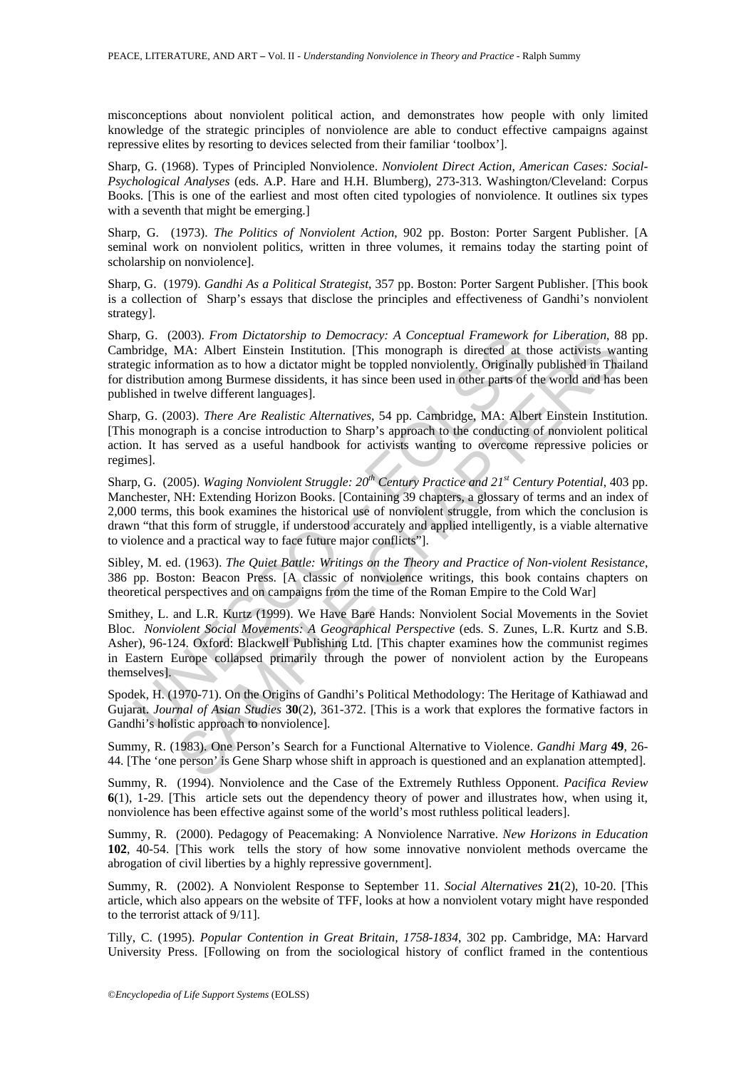misconceptions about nonviolent political action, and demonstrates how people with only limited knowledge of the strategic principles of nonviolence are able to conduct effective campaigns against repressive elites by resorting to devices selected from their familiar 'toolbox'].

Sharp, G. (1968). Types of Principled Nonviolence. *Nonviolent Direct Action, American Cases: Social-Psychological Analyses* (eds. A.P. Hare and H.H. Blumberg), 273-313. Washington/Cleveland: Corpus Books. [This is one of the earliest and most often cited typologies of nonviolence. It outlines six types with a seventh that might be emerging.]

Sharp, G. (1973). *The Politics of Nonviolent Action*, 902 pp. Boston: Porter Sargent Publisher. [A seminal work on nonviolent politics, written in three volumes, it remains today the starting point of scholarship on nonviolence].

Sharp, G. (1979). *Gandhi As a Political Strategist*, 357 pp. Boston: Porter Sargent Publisher. [This book is a collection of Sharp's essays that disclose the principles and effectiveness of Gandhi's nonviolent strategy].

Sharp, G. (2003). *From Dictatorship to Democracy: A Conceptual Framework for Liberation*, 88 pp. Cambridge, MA: Albert Einstein Institution. [This monograph is directed at those activists wanting strategic information as to how a dictator might be toppled nonviolently. Originally published in Thailand for distribution among Burmese dissidents, it has since been used in other parts of the world and has been published in twelve different languages].

Sharp, G. (2003). *There Are Realistic Alternatives*, 54 pp. Cambridge, MA: Albert Einstein Institution. [This monograph is a concise introduction to Sharp's approach to the conducting of nonviolent political action. It has served as a useful handbook for activists wanting to overcome repressive policies or regimes].

Sharp, G. (2005). *Waging Nonviolent Struggle: 20th Century Practice and 21st Century Potential*, 403 pp. Manchester, NH: Extending Horizon Books. [Containing 39 chapters, a glossary of terms and an index of 2,000 terms, this book examines the historical use of nonviolent struggle, from which the conclusion is drawn "that this form of struggle, if understood accurately and applied intelligently, is a viable alternative to violence and a practical way to face future major conflicts"].

Sibley, M. ed. (1963). *The Quiet Battle: Writings on the Theory and Practice of Non-violent Resistance*, 386 pp. Boston: Beacon Press. [A classic of nonviolence writings, this book contains chapters on theoretical perspectives and on campaigns from the time of the Roman Empire to the Cold War]

Smithey, L. and L.R. Kurtz (1999). We Have Bare Hands: Nonviolent Social Movements in the Soviet Bloc. *Nonviolent Social Movements: A Geographical Perspective* (eds. S. Zunes, L.R. Kurtz and S.B. Asher), 96-124. Oxford: Blackwell Publishing Ltd. [This chapter examines how the communist regimes in Eastern Europe collapsed primarily through the power of nonviolent action by the Europeans themselves].

Spodek, H. (1970-71). On the Origins of Gandhi's Political Methodology: The Heritage of Kathiawad and Gujarat. *Journal of Asian Studies* **30**(2), 361-372. [This is a work that explores the formative factors in Gandhi's holistic approach to nonviolence].

Summy, R. (1983). One Person's Search for a Functional Alternative to Violence. *Gandhi Marg* **49**, 26-44. [The 'one person' is Gene Sharp whose shift in approach is questioned and an explanation attempted].

Summy, R. (1994). Nonviolence and the Case of the Extremely Ruthless Opponent. *Pacifica Review* **6**(1), 1-29. [This article sets out the dependency theory of power and illustrates how, when using it, nonviolence has been effective against some of the world's most ruthless political leaders].

Summy, R. (2000). Pedagogy of Peacemaking: A Nonviolence Narrative. *New Horizons in Education* **102**, 40-54. [This work tells the story of how some innovative nonviolent methods overcame the abrogation of civil liberties by a highly repressive government].

Summy, R. (2002). A Nonviolent Response to September 11. *Social Alternatives* **21**(2), 10-20. [This article, which also appears on the website of TFF, looks at how a nonviolent votary might have responded to the terrorist attack of 9/11].

Tilly, C. (1995). *Popular Contention in Great Britain, 1758-1834*, 302 pp. Cambridge, MA: Harvard University Press. [Following on from the sociological history of conflict framed in the contentious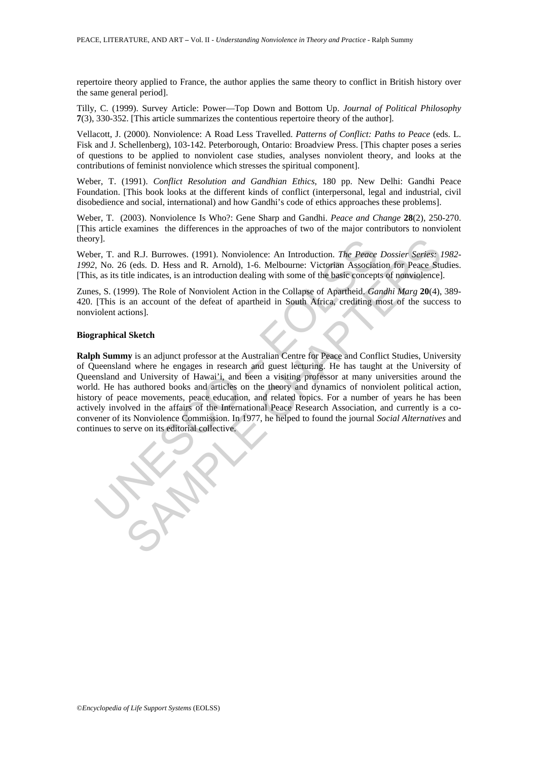repertoire theory applied to France, the author applies the same theory to conflict in British history over the same general period].

Tilly, C. (1999). Survey Article: Power—Top Down and Bottom Up. *Journal of Political Philosophy* **7**(3), 330-352. [This article summarizes the contentious repertoire theory of the author].

Vellacott, J. (2000). Nonviolence: A Road Less Travelled. *Patterns of Conflict: Paths to Peace* (eds. L. Fisk and J. Schellenberg), 103-142. Peterborough, Ontario: Broadview Press. [This chapter poses a series of questions to be applied to nonviolent case studies, analyses nonviolent theory, and looks at the contributions of feminist nonviolence which stresses the spiritual component].

Weber, T. (1991). *Conflict Resolution and Gandhian Ethics*, 180 pp. New Delhi: Gandhi Peace Foundation. [This book looks at the different kinds of conflict (interpersonal, legal and industrial, civil disobedience and social, international) and how Gandhi's code of ethics approaches these problems].

Weber, T. (2003). Nonviolence Is Who?: Gene Sharp and Gandhi. *Peace and Change* **28**(2), 250-270. [This article examines the differences in the approaches of two of the major contributors to nonviolent theory].

Weber, T. and R.J. Burrowes. (1991). Nonviolence: An Introduction. *The Peace Dossier Series: 1982-1992*, No. 26 (eds. D. Hess and R. Arnold), 1-6. Melbourne: Victorian Association for Peace Studies. [This, as its title indicates, is an introduction dealing with some of the basic concepts of nonviolence].

Zunes, S. (1999). The Role of Nonviolent Action in the Collapse of Apartheid. *Gandhi Marg* **20**(4), 389-420. [This is an account of the defeat of apartheid in South Africa, crediting most of the success to nonviolent actions].

**Biographical Sketch**

**Ralph Summy** is an adjunct professor at the Australian Centre for Peace and Conflict Studies, University of Queensland where he engages in research and guest lecturing. He has taught at the University of Queensland and University of Hawai'i, and been a visiting professor at many universities around the world. He has authored books and articles on the theory and dynamics of nonviolent political action, history of peace movements, peace education, and related topics. For a number of years he has been actively involved in the affairs of the International Peace Research Association, and currently is a co-convener of its Nonviolence Commission. In 1977, he helped to found the journal *Social Alternatives* and continues to serve on its editorial collective.